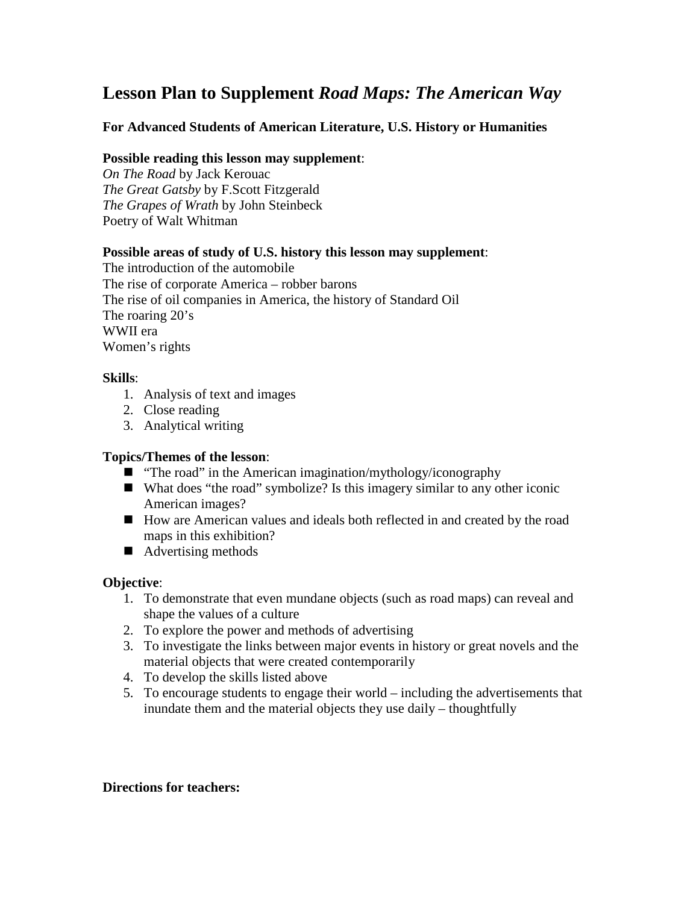# Lesson Plan to Supplement *Road Maps: The American Way*

**For Advanced Students of American Literature, U.S. History or Humanities**

**Possible reading this lesson may supplement**:
*On The Road* by Jack Kerouac
*The Great Gatsby* by F.Scott Fitzgerald
*The Grapes of Wrath* by John Steinbeck
Poetry of Walt Whitman

**Possible areas of study of U.S. history this lesson may supplement**:
The introduction of the automobile
The rise of corporate America – robber barons
The rise of oil companies in America, the history of Standard Oil
The roaring 20's
WWII era
Women's rights

**Skills**:

1. Analysis of text and images
2. Close reading
3. Analytical writing

**Topics/Themes of the lesson**:

- "The road" in the American imagination/mythology/iconography
- What does "the road" symbolize? Is this imagery similar to any other iconic American images?
- How are American values and ideals both reflected in and created by the road maps in this exhibition?
- Advertising methods

**Objective**:

1. To demonstrate that even mundane objects (such as road maps) can reveal and shape the values of a culture
2. To explore the power and methods of advertising
3. To investigate the links between major events in history or great novels and the material objects that were created contemporarily
4. To develop the skills listed above
5. To encourage students to engage their world – including the advertisements that inundate them and the material objects they use daily – thoughtfully

**Directions for teachers:**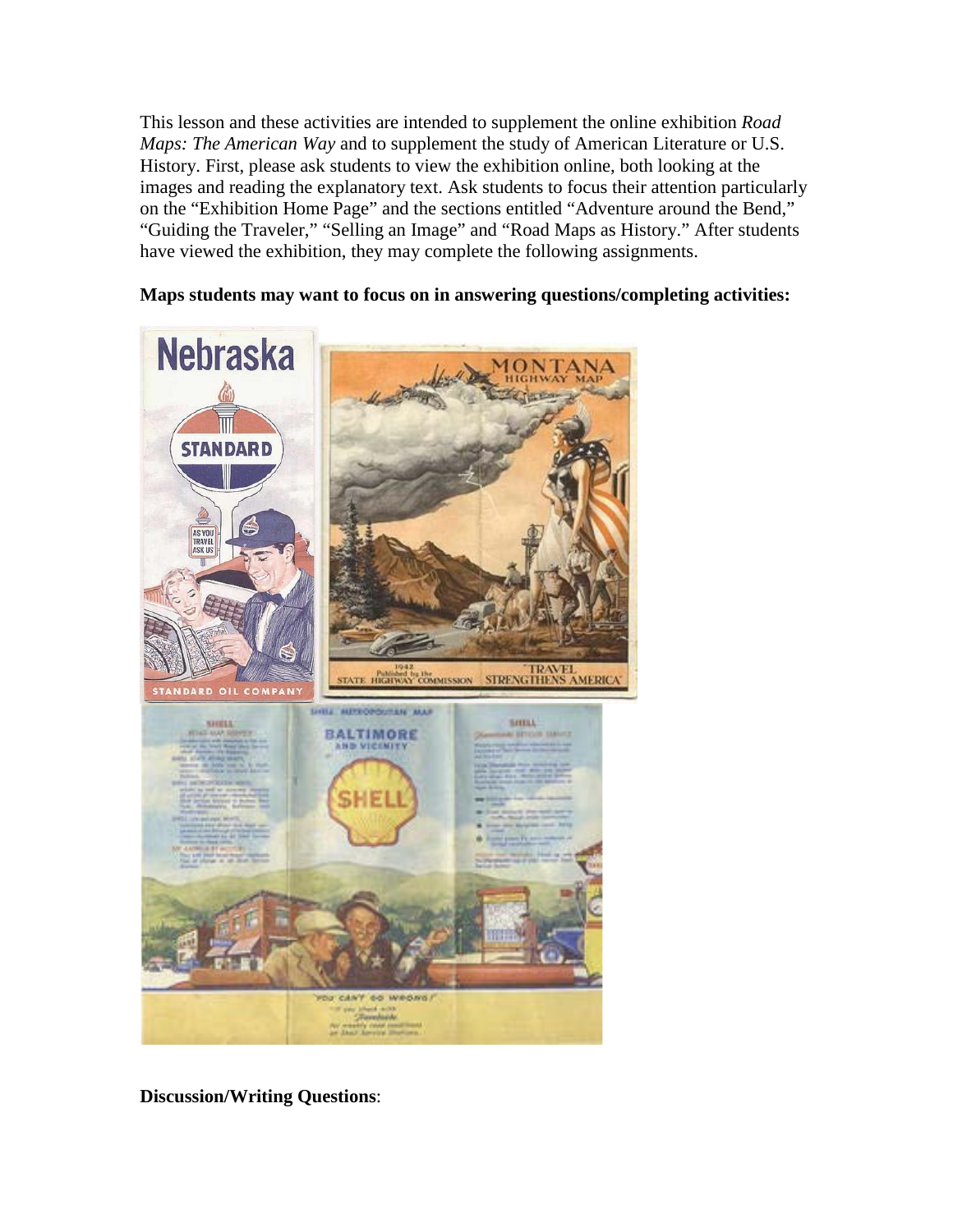This lesson and these activities are intended to supplement the online exhibition *Road Maps: The American Way* and to supplement the study of American Literature or U.S. History. First, please ask students to view the exhibition online, both looking at the images and reading the explanatory text. Ask students to focus their attention particularly on the "Exhibition Home Page" and the sections entitled "Adventure around the Bend," "Guiding the Traveler," "Selling an Image" and "Road Maps as History." After students have viewed the exhibition, they may complete the following assignments.

**Maps students may want to focus on in answering questions/completing activities:**

**Discussion/Writing Questions**: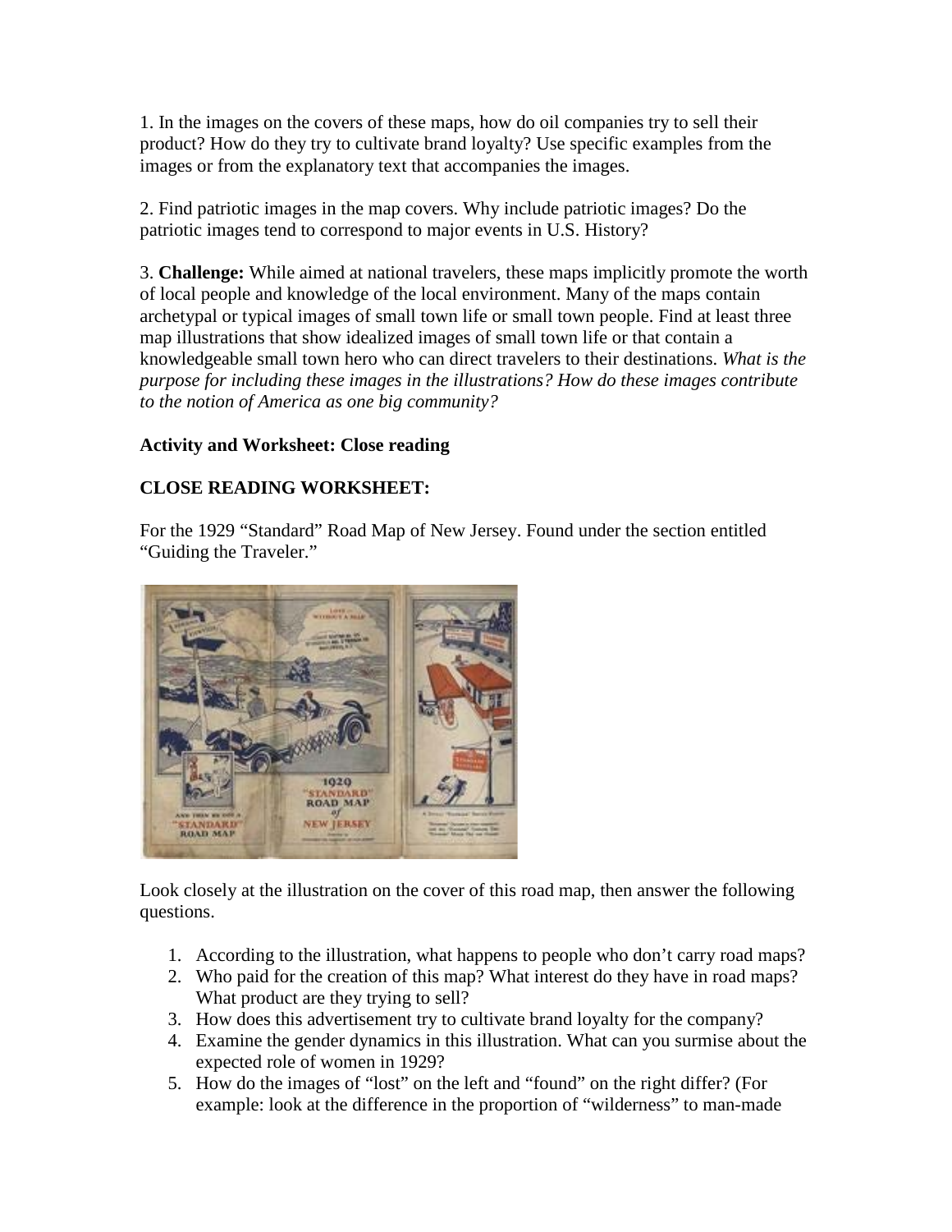1. In the images on the covers of these maps, how do oil companies try to sell their product? How do they try to cultivate brand loyalty? Use specific examples from the images or from the explanatory text that accompanies the images.

2. Find patriotic images in the map covers. Why include patriotic images? Do the patriotic images tend to correspond to major events in U.S. History?

3. **Challenge:** While aimed at national travelers, these maps implicitly promote the worth of local people and knowledge of the local environment. Many of the maps contain archetypal or typical images of small town life or small town people. Find at least three map illustrations that show idealized images of small town life or that contain a knowledgeable small town hero who can direct travelers to their destinations. *What is the purpose for including these images in the illustrations? How do these images contribute to the notion of America as one big community?*

**Activity and Worksheet: Close reading**

**CLOSE READING WORKSHEET:**

For the 1929 "Standard" Road Map of New Jersey. Found under the section entitled "Guiding the Traveler."

Look closely at the illustration on the cover of this road map, then answer the following questions.

1. According to the illustration, what happens to people who don't carry road maps?
2. Who paid for the creation of this map? What interest do they have in road maps? What product are they trying to sell?
3. How does this advertisement try to cultivate brand loyalty for the company?
4. Examine the gender dynamics in this illustration. What can you surmise about the expected role of women in 1929?
5. How do the images of "lost" on the left and "found" on the right differ? (For example: look at the difference in the proportion of "wilderness" to man-made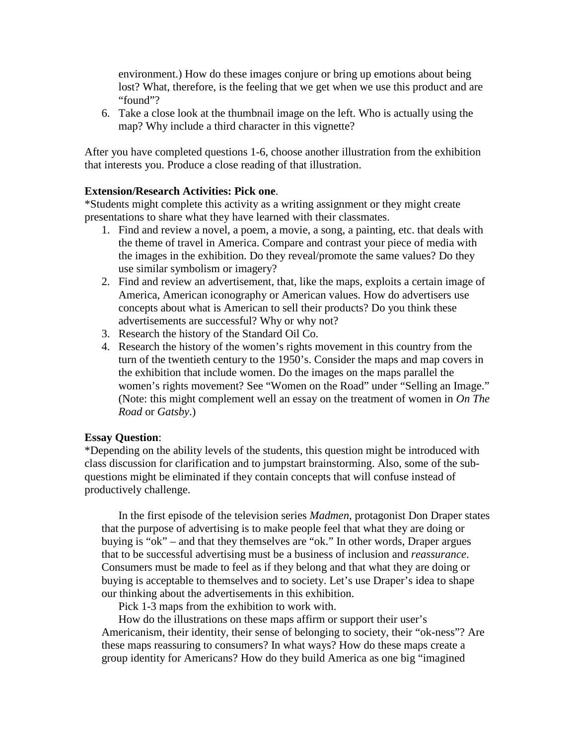environment.) How do these images conjure or bring up emotions about being lost? What, therefore, is the feeling that we get when we use this product and are "found"?

6. Take a close look at the thumbnail image on the left. Who is actually using the map? Why include a third character in this vignette?

After you have completed questions 1-6, choose another illustration from the exhibition that interests you. Produce a close reading of that illustration.

**Extension/Research Activities: Pick one**.

*Students might complete this activity as a writing assignment or they might create presentations to share what they have learned with their classmates.

1. Find and review a novel, a poem, a movie, a song, a painting, etc. that deals with the theme of travel in America. Compare and contrast your piece of media with the images in the exhibition. Do they reveal/promote the same values? Do they use similar symbolism or imagery?
2. Find and review an advertisement, that, like the maps, exploits a certain image of America, American iconography or American values. How do advertisers use concepts about what is American to sell their products? Do you think these advertisements are successful? Why or why not?
3. Research the history of the Standard Oil Co.
4. Research the history of the women's rights movement in this country from the turn of the twentieth century to the 1950's. Consider the maps and map covers in the exhibition that include women. Do the images on the maps parallel the women's rights movement? See "Women on the Road" under "Selling an Image." (Note: this might complement well an essay on the treatment of women in *On The Road* or *Gatsby*.)

**Essay Question**:

*Depending on the ability levels of the students, this question might be introduced with class discussion for clarification and to jumpstart brainstorming. Also, some of the sub-questions might be eliminated if they contain concepts that will confuse instead of productively challenge.

In the first episode of the television series *Madmen,* protagonist Don Draper states that the purpose of advertising is to make people feel that what they are doing or buying is "ok" – and that they themselves are "ok." In other words, Draper argues that to be successful advertising must be a business of inclusion and *reassurance*. Consumers must be made to feel as if they belong and that what they are doing or buying is acceptable to themselves and to society. Let's use Draper's idea to shape our thinking about the advertisements in this exhibition.

Pick 1-3 maps from the exhibition to work with.

How do the illustrations on these maps affirm or support their user's Americanism, their identity, their sense of belonging to society, their "ok-ness"? Are these maps reassuring to consumers? In what ways? How do these maps create a group identity for Americans? How do they build America as one big "imagined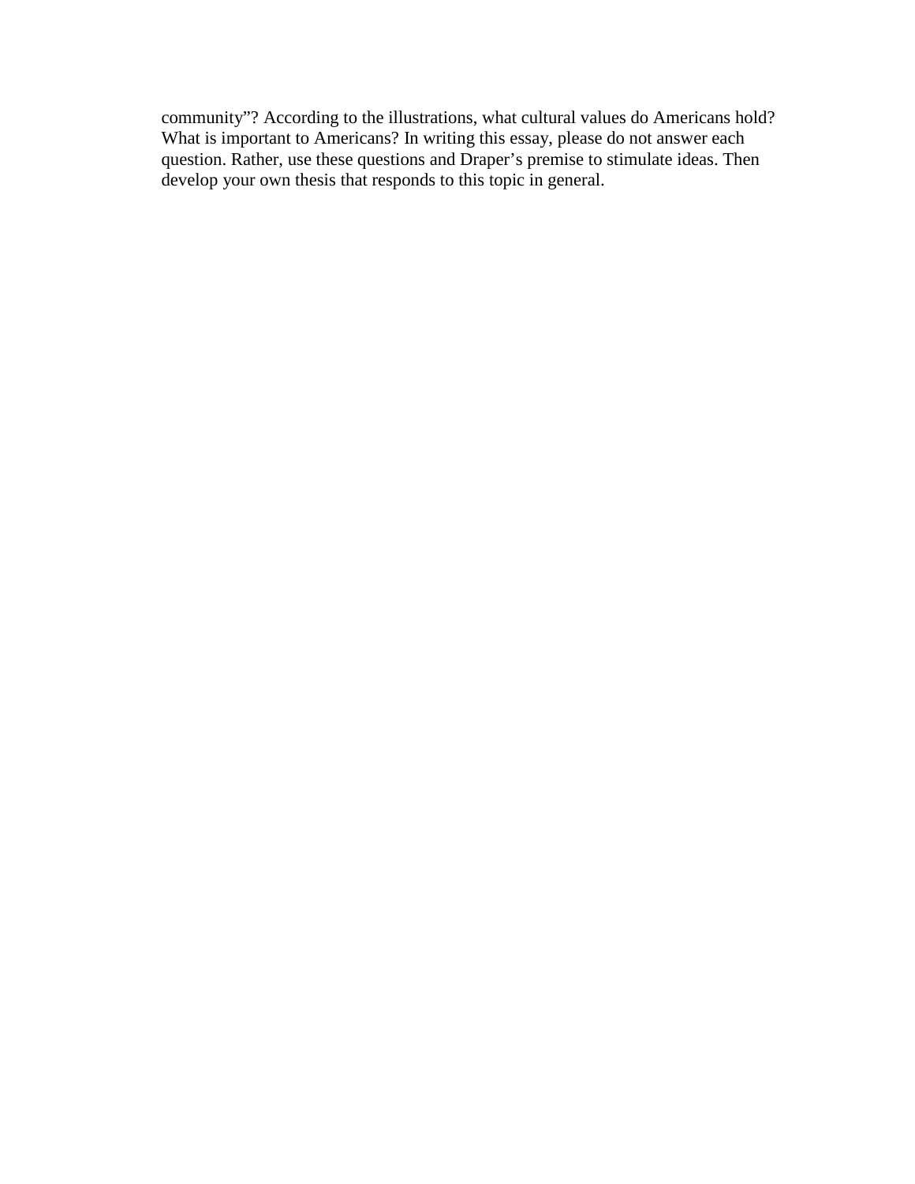community”? According to the illustrations, what cultural values do Americans hold? What is important to Americans? In writing this essay, please do not answer each question. Rather, use these questions and Draper’s premise to stimulate ideas. Then develop your own thesis that responds to this topic in general.